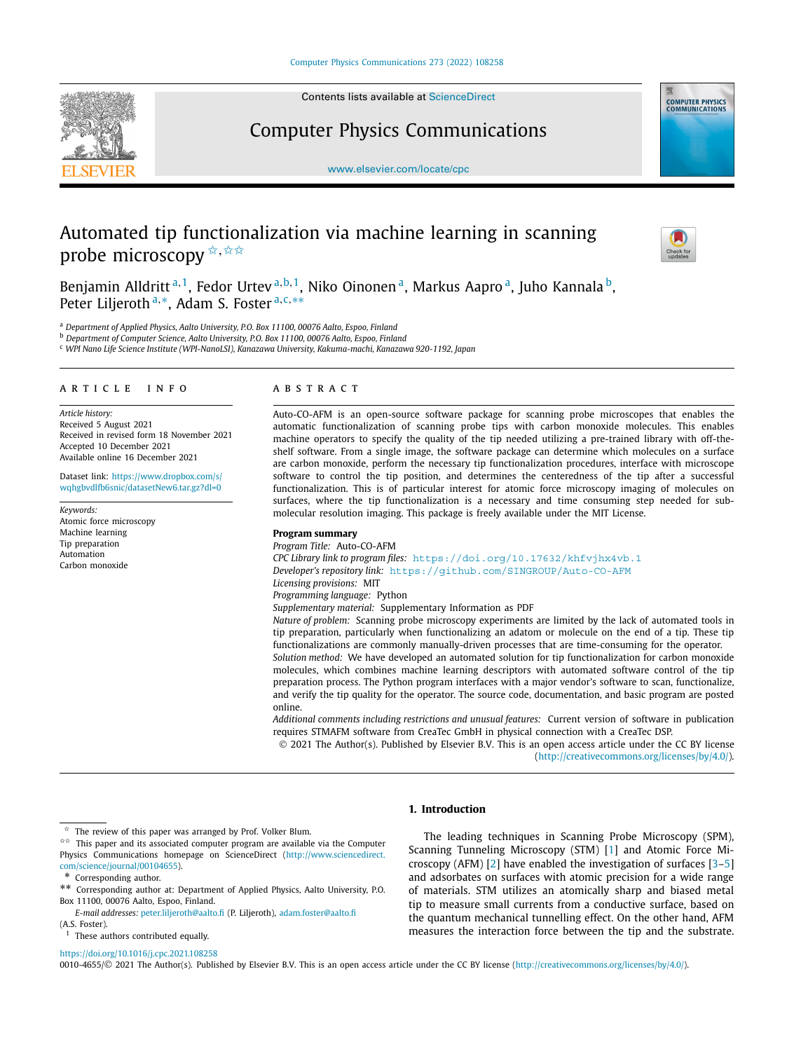# Automated tip functionalization via machine learning in scanning probe microscopy [☆,☆☆]

Benjamin Alldritt [a,1], Fedor Urtev [a,b,1], Niko Oinonen [a], Markus Aapro [a], Juho Kannala [b], Peter Liljeroth [a,*], Adam S. Foster [a,c,**]

[a] Department of Applied Physics, Aalto University, P.O. Box 11100, 00076 Aalto, Espoo, Finland
[b] Department of Computer Science, Aalto University, P.O. Box 11100, 00076 Aalto, Espoo, Finland
[c] WPI Nano Life Science Institute (WPI-NanoLSI), Kanazawa University, Kakuma-machi, Kanazawa 920-1192, Japan

## ARTICLE INFO

*Article history:*
Received 5 August 2021
Received in revised form 18 November 2021
Accepted 10 December 2021
Available online 16 December 2021

Dataset link: https://www.dropbox.com/s/wqhgbvdlfb6snic/datasetNew6.tar.gz?dl=0

*Keywords:*
Atomic force microscopy
Machine learning
Tip preparation
Automation
Carbon monoxide

## ABSTRACT

Auto-CO-AFM is an open-source software package for scanning probe microscopes that enables the automatic functionalization of scanning probe tips with carbon monoxide molecules. This enables machine operators to specify the quality of the tip needed utilizing a pre-trained library with off-the-shelf software. From a single image, the software package can determine which molecules on a surface are carbon monoxide, perform the necessary tip functionalization procedures, interface with microscope software to control the tip position, and determines the centeredness of the tip after a successful functionalization. This is of particular interest for atomic force microscopy imaging of molecules on surfaces, where the tip functionalization is a necessary and time consuming step needed for sub-molecular resolution imaging. This package is freely available under the MIT License.

**Program summary**
*Program Title:* Auto-CO-AFM
*CPC Library link to program files:* https://doi.org/10.17632/khfvjhx4vb.1
*Developer's repository link:* https://github.com/SINGROUP/Auto-CO-AFM
*Licensing provisions:* MIT
*Programming language:* Python
*Supplementary material:* Supplementary Information as PDF
*Nature of problem:* Scanning probe microscopy experiments are limited by the lack of automated tools in tip preparation, particularly when functionalizing an adatom or molecule on the end of a tip. These tip functionalizations are commonly manually-driven processes that are time-consuming for the operator.
*Solution method:* We have developed an automated solution for tip functionalization for carbon monoxide molecules, which combines machine learning descriptors with automated software control of the tip preparation process. The Python program interfaces with a major vendor's software to scan, functionalize, and verify the tip quality for the operator. The source code, documentation, and basic program are posted online.
*Additional comments including restrictions and unusual features:* Current version of software in publication requires STMAFM software from CreaTec GmbH in physical connection with a CreaTec DSP.

© 2021 The Author(s). Published by Elsevier B.V. This is an open access article under the CC BY license (http://creativecommons.org/licenses/by/4.0/).

## 1. Introduction

The leading techniques in Scanning Probe Microscopy (SPM), Scanning Tunneling Microscopy (STM) [1] and Atomic Force Microscopy (AFM) [2] have enabled the investigation of surfaces [3–5] and adsorbates on surfaces with atomic precision for a wide range of materials. STM utilizes an atomically sharp and biased metal tip to measure small currents from a conductive surface, based on the quantum mechanical tunnelling effect. On the other hand, AFM measures the interaction force between the tip and the substrate.

---

☆ The review of this paper was arranged by Prof. Volker Blum.
☆☆ This paper and its associated computer program are available via the Computer Physics Communications homepage on ScienceDirect (http://www.sciencedirect.com/science/journal/00104655).
\* Corresponding author.
\*\* Corresponding author at: Department of Applied Physics, Aalto University, P.O. Box 11100, 00076 Aalto, Espoo, Finland.
*E-mail addresses:* peter.liljeroth@aalto.fi (P. Liljeroth), adam.foster@aalto.fi (A.S. Foster).
[1] These authors contributed equally.

https://doi.org/10.1016/j.cpc.2021.108258
0010-4655/© 2021 The Author(s). Published by Elsevier B.V. This is an open access article under the CC BY license (http://creativecommons.org/licenses/by/4.0/).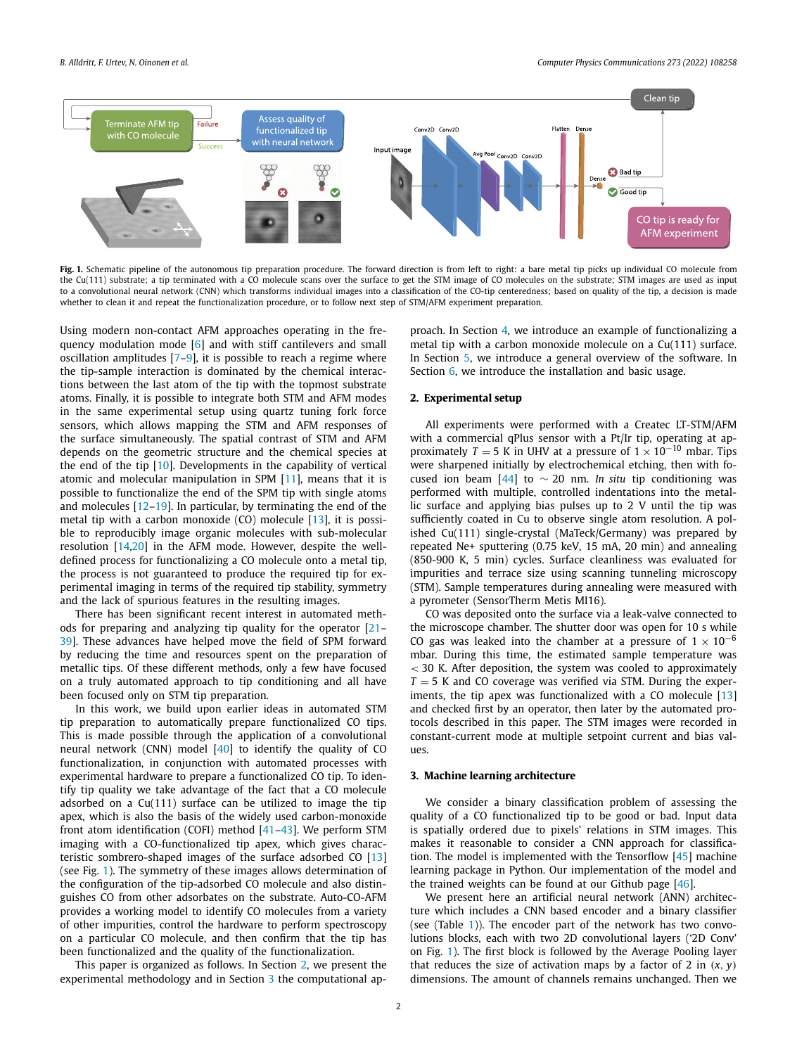Fig. 1. Schematic pipeline of the autonomous tip preparation procedure. The forward direction is from left to right: a bare metal tip picks up individual CO molecule from the Cu(111) substrate; a tip terminated with a CO molecule scans over the surface to get the STM image of CO molecules on the substrate; STM images are used as input to a convolutional neural network (CNN) which transforms individual images into a classification of the CO-tip centeredness; based on quality of the tip, a decision is made whether to clean it and repeat the functionalization procedure, or to follow next step of STM/AFM experiment preparation.

Using modern non-contact AFM approaches operating in the frequency modulation mode [6] and with stiff cantilevers and small oscillation amplitudes [7–9], it is possible to reach a regime where the tip-sample interaction is dominated by the chemical interactions between the last atom of the tip with the topmost substrate atoms. Finally, it is possible to integrate both STM and AFM modes in the same experimental setup using quartz tuning fork force sensors, which allows mapping the STM and AFM responses of the surface simultaneously. The spatial contrast of STM and AFM depends on the geometric structure and the chemical species at the end of the tip [10]. Developments in the capability of vertical atomic and molecular manipulation in SPM [11], means that it is possible to functionalize the end of the SPM tip with single atoms and molecules [12–19]. In particular, by terminating the end of the metal tip with a carbon monoxide (CO) molecule [13], it is possible to reproducibly image organic molecules with sub-molecular resolution [14,20] in the AFM mode. However, despite the well-defined process for functionalizing a CO molecule onto a metal tip, the process is not guaranteed to produce the required tip for experimental imaging in terms of the required tip stability, symmetry and the lack of spurious features in the resulting images.

There has been significant recent interest in automated methods for preparing and analyzing tip quality for the operator [21–39]. These advances have helped move the field of SPM forward by reducing the time and resources spent on the preparation of metallic tips. Of these different methods, only a few have focused on a truly automated approach to tip conditioning and all have been focused only on STM tip preparation.

In this work, we build upon earlier ideas in automated STM tip preparation to automatically prepare functionalized CO tips. This is made possible through the application of a convolutional neural network (CNN) model [40] to identify the quality of CO functionalization, in conjunction with automated processes with experimental hardware to prepare a functionalized CO tip. To identify tip quality we take advantage of the fact that a CO molecule adsorbed on a Cu(111) surface can be utilized to image the tip apex, which is also the basis of the widely used carbon-monoxide front atom identification (COFI) method [41–43]. We perform STM imaging with a CO-functionalized tip apex, which gives characteristic sombrero-shaped images of the surface adsorbed CO [13] (see Fig. 1). The symmetry of these images allows determination of the configuration of the tip-adsorbed CO molecule and also distinguishes CO from other adsorbates on the substrate. Auto-CO-AFM provides a working model to identify CO molecules from a variety of other impurities, control the hardware to perform spectroscopy on a particular CO molecule, and then confirm that the tip has been functionalized and the quality of the functionalization.

This paper is organized as follows. In Section 2, we present the experimental methodology and in Section 3 the computational approach. In Section 4, we introduce an example of functionalizing a metal tip with a carbon monoxide molecule on a Cu(111) surface. In Section 5, we introduce a general overview of the software. In Section 6, we introduce the installation and basic usage.

## 2. Experimental setup

All experiments were performed with a Createc LT-STM/AFM with a commercial qPlus sensor with a Pt/Ir tip, operating at approximately $T = 5$ K in UHV at a pressure of $1 \times 10^{-10}$ mbar. Tips were sharpened initially by electrochemical etching, then with focused ion beam [44] to $\sim 20$ nm. *In situ* tip conditioning was performed with multiple, controlled indentations into the metallic surface and applying bias pulses up to 2 V until the tip was sufficiently coated in Cu to observe single atom resolution. A polished Cu(111) single-crystal (MaTeck/Germany) was prepared by repeated Ne+ sputtering (0.75 keV, 15 mA, 20 min) and annealing (850-900 K, 5 min) cycles. Surface cleanliness was evaluated for impurities and terrace size using scanning tunneling microscopy (STM). Sample temperatures during annealing were measured with a pyrometer (SensorTherm Metis MI16).

CO was deposited onto the surface via a leak-valve connected to the microscope chamber. The shutter door was open for 10 s while CO gas was leaked into the chamber at a pressure of $1 \times 10^{-6}$ mbar. During this time, the estimated sample temperature was $< 30$ K. After deposition, the system was cooled to approximately $T = 5$ K and CO coverage was verified via STM. During the experiments, the tip apex was functionalized with a CO molecule [13] and checked first by an operator, then later by the automated protocols described in this paper. The STM images were recorded in constant-current mode at multiple setpoint current and bias values.

## 3. Machine learning architecture

We consider a binary classification problem of assessing the quality of a CO functionalized tip to be good or bad. Input data is spatially ordered due to pixels' relations in STM images. This makes it reasonable to consider a CNN approach for classification. The model is implemented with the Tensorflow [45] machine learning package in Python. Our implementation of the model and the trained weights can be found at our Github page [46].

We present here an artificial neural network (ANN) architecture which includes a CNN based encoder and a binary classifier (see (Table 1)). The encoder part of the network has two convolutions blocks, each with two 2D convolutional layers ('2D Conv' on Fig. 1). The first block is followed by the Average Pooling layer that reduces the scale of activation maps by a factor of 2 in $(x, y)$ dimensions. The amount of channels remains unchanged. Then we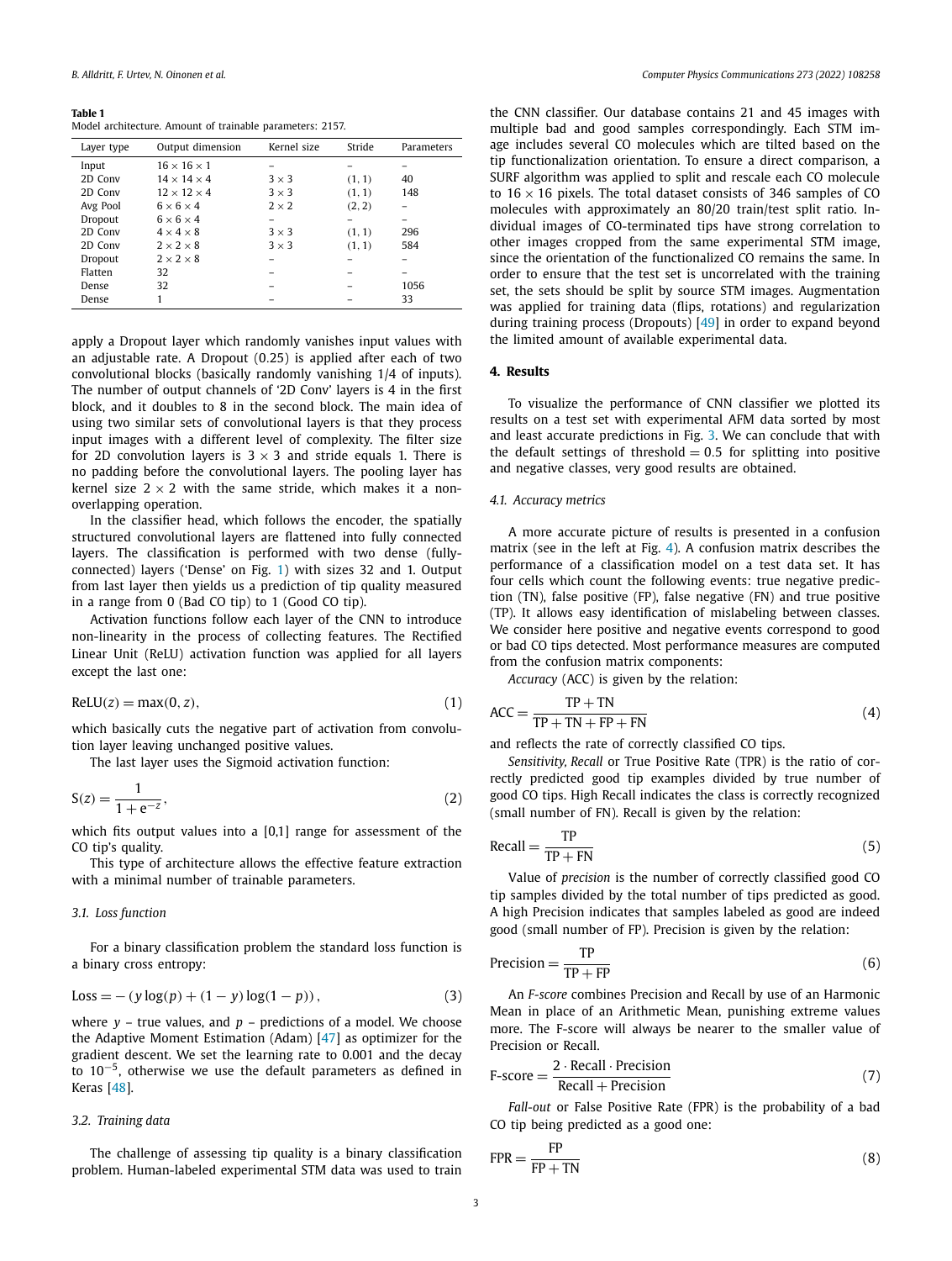**Table 1**
Model architecture. Amount of trainable parameters: 2157.

| Layer type | Output dimension | Kernel size | Stride | Parameters |
|---|---|---|---|---|
| Input | $16 \times 16 \times 1$ | – | – | – |
| 2D Conv | $14 \times 14 \times 4$ | $3 \times 3$ | (1, 1) | 40 |
| 2D Conv | $12 \times 12 \times 4$ | $3 \times 3$ | (1, 1) | 148 |
| Avg Pool | $6 \times 6 \times 4$ | $2 \times 2$ | (2, 2) | – |
| Dropout | $6 \times 6 \times 4$ | – | – | – |
| 2D Conv | $4 \times 4 \times 8$ | $3 \times 3$ | (1, 1) | 296 |
| 2D Conv | $2 \times 2 \times 8$ | $3 \times 3$ | (1, 1) | 584 |
| Dropout | $2 \times 2 \times 8$ | – | – | – |
| Flatten | 32 | – | – | – |
| Dense | 32 | – | – | 1056 |
| Dense | 1 | – | – | 33 |

apply a Dropout layer which randomly vanishes input values with an adjustable rate. A Dropout (0.25) is applied after each of two convolutional blocks (basically randomly vanishing 1/4 of inputs). The number of output channels of '2D Conv' layers is 4 in the first block, and it doubles to 8 in the second block. The main idea of using two similar sets of convolutional layers is that they process input images with a different level of complexity. The filter size for 2D convolution layers is $3 \times 3$ and stride equals 1. There is no padding before the convolutional layers. The pooling layer has kernel size $2 \times 2$ with the same stride, which makes it a non-overlapping operation.

In the classifier head, which follows the encoder, the spatially structured convolutional layers are flattened into fully connected layers. The classification is performed with two dense (fully-connected) layers ('Dense' on Fig. 1) with sizes 32 and 1. Output from last layer then yields us a prediction of tip quality measured in a range from 0 (Bad CO tip) to 1 (Good CO tip).

Activation functions follow each layer of the CNN to introduce non-linearity in the process of collecting features. The Rectified Linear Unit (ReLU) activation function was applied for all layers except the last one:

$$\mathrm{ReLU}(z) = \max(0, z), \tag{1}$$

which basically cuts the negative part of activation from convolution layer leaving unchanged positive values.

The last layer uses the Sigmoid activation function:

$$\mathrm{S}(z) = \frac{1}{1 + e^{-z}}, \tag{2}$$

which fits output values into a [0,1] range for assessment of the CO tip's quality.

This type of architecture allows the effective feature extraction with a minimal number of trainable parameters.

### 3.1. Loss function

For a binary classification problem the standard loss function is a binary cross entropy:

$$\mathrm{Loss} = -\left(y \log(p) + (1 - y)\log(1 - p)\right), \tag{3}$$

where $y$ – true values, and $p$ – predictions of a model. We choose the Adaptive Moment Estimation (Adam) [47] as optimizer for the gradient descent. We set the learning rate to 0.001 and the decay to $10^{-5}$, otherwise we use the default parameters as defined in Keras [48].

### 3.2. Training data

The challenge of assessing tip quality is a binary classification problem. Human-labeled experimental STM data was used to train the CNN classifier. Our database contains 21 and 45 images with multiple bad and good samples correspondingly. Each STM image includes several CO molecules which are tilted based on the tip functionalization orientation. To ensure a direct comparison, a SURF algorithm was applied to split and rescale each CO molecule to $16 \times 16$ pixels. The total dataset consists of 346 samples of CO molecules with approximately an 80/20 train/test split ratio. Individual images of CO-terminated tips have strong correlation to other images cropped from the same experimental STM image, since the orientation of the functionalized CO remains the same. In order to ensure that the test set is uncorrelated with the training set, the sets should be split by source STM images. Augmentation was applied for training data (flips, rotations) and regularization during training process (Dropouts) [49] in order to expand beyond the limited amount of available experimental data.

## 4. Results

To visualize the performance of CNN classifier we plotted its results on a test set with experimental AFM data sorted by most and least accurate predictions in Fig. 3. We can conclude that with the default settings of threshold = 0.5 for splitting into positive and negative classes, very good results are obtained.

### 4.1. Accuracy metrics

A more accurate picture of results is presented in a confusion matrix (see in the left at Fig. 4). A confusion matrix describes the performance of a classification model on a test data set. It has four cells which count the following events: true negative prediction (TN), false positive (FP), false negative (FN) and true positive (TP). It allows easy identification of mislabeling between classes. We consider here positive and negative events correspond to good or bad CO tips detected. Most performance measures are computed from the confusion matrix components:

*Accuracy* (ACC) is given by the relation:

$$\mathrm{ACC} = \frac{\mathrm{TP} + \mathrm{TN}}{\mathrm{TP} + \mathrm{TN} + \mathrm{FP} + \mathrm{FN}} \tag{4}$$

and reflects the rate of correctly classified CO tips.

*Sensitivity, Recall* or True Positive Rate (TPR) is the ratio of correctly predicted good tip examples divided by true number of good CO tips. High Recall indicates the class is correctly recognized (small number of FN). Recall is given by the relation:

$$\mathrm{Recall} = \frac{\mathrm{TP}}{\mathrm{TP} + \mathrm{FN}} \tag{5}$$

Value of *precision* is the number of correctly classified good CO tip samples divided by the total number of tips predicted as good. A high Precision indicates that samples labeled as good are indeed good (small number of FP). Precision is given by the relation:

$$\mathrm{Precision} = \frac{\mathrm{TP}}{\mathrm{TP} + \mathrm{FP}} \tag{6}$$

An *F-score* combines Precision and Recall by use of an Harmonic Mean in place of an Arithmetic Mean, punishing extreme values more. The F-score will always be nearer to the smaller value of Precision or Recall.

$$\text{F-score} = \frac{2 \cdot \mathrm{Recall} \cdot \mathrm{Precision}}{\mathrm{Recall} + \mathrm{Precision}} \tag{7}$$

*Fall-out* or False Positive Rate (FPR) is the probability of a bad CO tip being predicted as a good one:

$$\mathrm{FPR} = \frac{\mathrm{FP}}{\mathrm{FP} + \mathrm{TN}} \tag{8}$$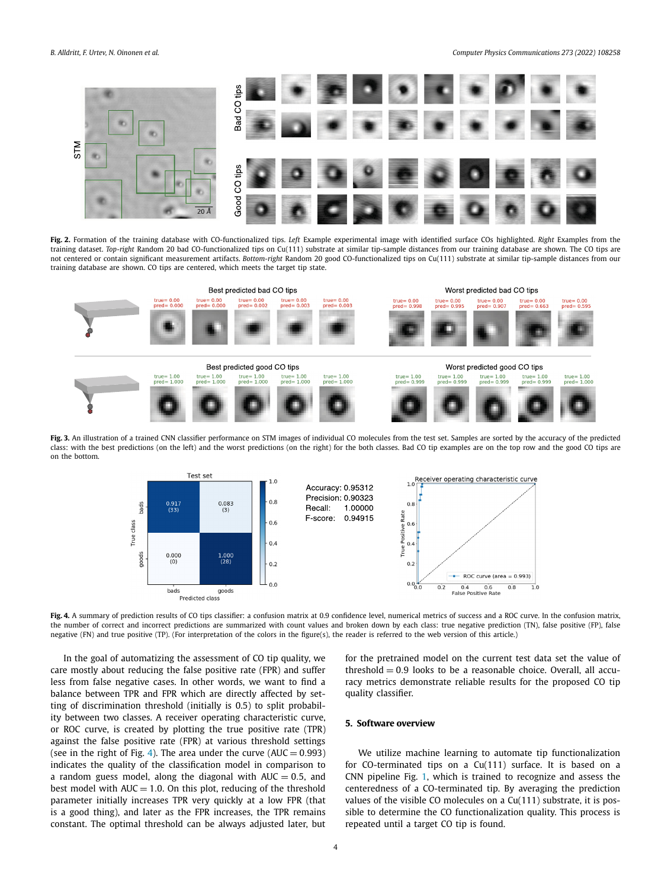**Fig. 2.** Formation of the training database with CO-functionalized tips. *Left* Example experimental image with identified surface COs highlighted. *Right* Examples from the training dataset. *Top-right* Random 20 bad CO-functionalized tips on Cu(111) substrate at similar tip-sample distances from our training dataset are shown. The CO tips are not centered or contain significant measurement artifacts. *Bottom-right* Random 20 good CO-functionalized tips on Cu(111) substrate at similar tip-sample distances from our training database are shown. CO tips are centered, which meets the target tip state.

**Fig. 3.** An illustration of a trained CNN classifier performance on STM images of individual CO molecules from the test set. Samples are sorted by the accuracy of the predicted class: with the best predictions (on the left) and the worst predictions (on the right) for the both classes. Bad CO tip examples are on the top row and the good CO tips are on the bottom.

**Fig. 4.** A summary of prediction results of CO tips classifier: a confusion matrix at 0.9 confidence level, numerical metrics of success and a ROC curve. In the confusion matrix, the number of correct and incorrect predictions are summarized with count values and broken down by each class: true negative prediction (TN), false positive (FP), false negative (FN) and true positive (TP). (For interpretation of the colors in the figure(s), the reader is referred to the web version of this article.)

In the goal of automatizing the assessment of CO tip quality, we care mostly about reducing the false positive rate (FPR) and suffer less from false negative cases. In other words, we want to find a balance between TPR and FPR which are directly affected by setting of discrimination threshold (initially is 0.5) to split probability between two classes. A receiver operating characteristic curve, or ROC curve, is created by plotting the true positive rate (TPR) against the false positive rate (FPR) at various threshold settings (see in the right of Fig. 4). The area under the curve (AUC = 0.993) indicates the quality of the classification model in comparison to a random guess model, along the diagonal with AUC = 0.5, and best model with AUC = 1.0. On this plot, reducing of the threshold parameter initially increases TPR very quickly at a low FPR (that is a good thing), and later as the FPR increases, the TPR remains constant. The optimal threshold can be always adjusted later, but for the pretrained model on the current test data set the value of threshold = 0.9 looks to be a reasonable choice. Overall, all accuracy metrics demonstrate reliable results for the proposed CO tip quality classifier.

## 5. Software overview

We utilize machine learning to automate tip functionalization for CO-terminated tips on a Cu(111) surface. It is based on a CNN pipeline Fig. 1, which is trained to recognize and assess the centeredness of a CO-terminated tip. By averaging the prediction values of the visible CO molecules on a Cu(111) substrate, it is possible to determine the CO functionalization quality. This process is repeated until a target CO tip is found.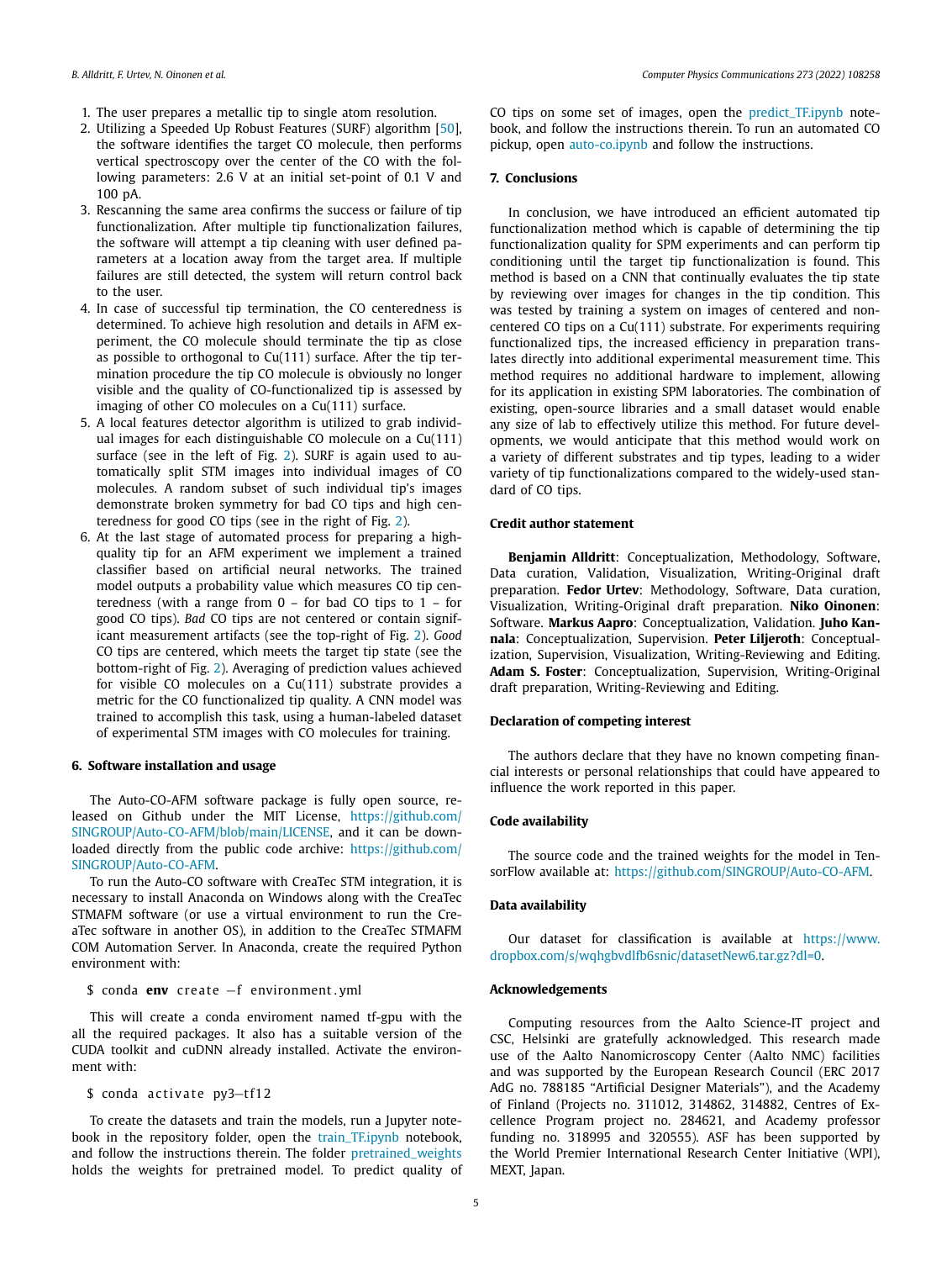1. The user prepares a metallic tip to single atom resolution.
2. Utilizing a Speeded Up Robust Features (SURF) algorithm [50], the software identifies the target CO molecule, then performs vertical spectroscopy over the center of the CO with the following parameters: 2.6 V at an initial set-point of 0.1 V and 100 pA.
3. Rescanning the same area confirms the success or failure of tip functionalization. After multiple tip functionalization failures, the software will attempt a tip cleaning with user defined parameters at a location away from the target area. If multiple failures are still detected, the system will return control back to the user.
4. In case of successful tip termination, the CO centeredness is determined. To achieve high resolution and details in AFM experiment, the CO molecule should terminate the tip as close as possible to orthogonal to Cu(111) surface. After the tip termination procedure the tip CO molecule is obviously no longer visible and the quality of CO-functionalized tip is assessed by imaging of other CO molecules on a Cu(111) surface.
5. A local features detector algorithm is utilized to grab individual images for each distinguishable CO molecule on a Cu(111) surface (see in the left of Fig. 2). SURF is again used to automatically split STM images into individual images of CO molecules. A random subset of such individual tip's images demonstrate broken symmetry for bad CO tips and high centeredness for good CO tips (see in the right of Fig. 2).
6. At the last stage of automated process for preparing a high-quality tip for an AFM experiment we implement a trained classifier based on artificial neural networks. The trained model outputs a probability value which measures CO tip centeredness (with a range from 0 – for bad CO tips to 1 – for good CO tips). *Bad* CO tips are not centered or contain significant measurement artifacts (see the top-right of Fig. 2). *Good* CO tips are centered, which meets the target tip state (see the bottom-right of Fig. 2). Averaging of prediction values achieved for visible CO molecules on a Cu(111) substrate provides a metric for the CO functionalized tip quality. A CNN model was trained to accomplish this task, using a human-labeled dataset of experimental STM images with CO molecules for training.

## 6. Software installation and usage

The Auto-CO-AFM software package is fully open source, released on Github under the MIT License, https://github.com/SINGROUP/Auto-CO-AFM/blob/main/LICENSE, and it can be downloaded directly from the public code archive: https://github.com/SINGROUP/Auto-CO-AFM.

To run the Auto-CO software with CreaTec STM integration, it is necessary to install Anaconda on Windows along with the CreaTec STMAFM software (or use a virtual environment to run the CreaTec software in another OS), in addition to the CreaTec STMAFM COM Automation Server. In Anaconda, create the required Python environment with:

```
$ conda env create -f environment.yml
```

This will create a conda enviroment named tf-gpu with the all the required packages. It also has a suitable version of the CUDA toolkit and cuDNN already installed. Activate the environment with:

```
$ conda activate py3-tf12
```

To create the datasets and train the models, run a Jupyter notebook in the repository folder, open the train_TF.ipynb notebook, and follow the instructions therein. The folder pretrained_weights holds the weights for pretrained model. To predict quality of CO tips on some set of images, open the predict_TF.ipynb notebook, and follow the instructions therein. To run an automated CO pickup, open auto-co.ipynb and follow the instructions.

## 7. Conclusions

In conclusion, we have introduced an efficient automated tip functionalization method which is capable of determining the tip functionalization quality for SPM experiments and can perform tip conditioning until the target tip functionalization is found. This method is based on a CNN that continually evaluates the tip state by reviewing over images for changes in the tip condition. This was tested by training a system on images of centered and non-centered CO tips on a Cu(111) substrate. For experiments requiring functionalized tips, the increased efficiency in preparation translates directly into additional experimental measurement time. This method requires no additional hardware to implement, allowing for its application in existing SPM laboratories. The combination of existing, open-source libraries and a small dataset would enable any size of lab to effectively utilize this method. For future developments, we would anticipate that this method would work on a variety of different substrates and tip types, leading to a wider variety of tip functionalizations compared to the widely-used standard of CO tips.

## Credit author statement

**Benjamin Alldritt**: Conceptualization, Methodology, Software, Data curation, Validation, Visualization, Writing-Original draft preparation. **Fedor Urtev**: Methodology, Software, Data curation, Visualization, Writing-Original draft preparation. **Niko Oinonen**: Software. **Markus Aapro**: Conceptualization, Validation. **Juho Kannala**: Conceptualization, Supervision. **Peter Liljeroth**: Conceptualization, Supervision, Visualization, Writing-Reviewing and Editing. **Adam S. Foster**: Conceptualization, Supervision, Writing-Original draft preparation, Writing-Reviewing and Editing.

## Declaration of competing interest

The authors declare that they have no known competing financial interests or personal relationships that could have appeared to influence the work reported in this paper.

## Code availability

The source code and the trained weights for the model in TensorFlow available at: https://github.com/SINGROUP/Auto-CO-AFM.

## Data availability

Our dataset for classification is available at https://www.dropbox.com/s/wqhgbvdlfb6snic/datasetNew6.tar.gz?dl=0.

## Acknowledgements

Computing resources from the Aalto Science-IT project and CSC, Helsinki are gratefully acknowledged. This research made use of the Aalto Nanomicroscopy Center (Aalto NMC) facilities and was supported by the European Research Council (ERC 2017 AdG no. 788185 "Artificial Designer Materials"), and the Academy of Finland (Projects no. 311012, 314862, 314882, Centres of Excellence Program project no. 284621, and Academy professor funding no. 318995 and 320555). ASF has been supported by the World Premier International Research Center Initiative (WPI), MEXT, Japan.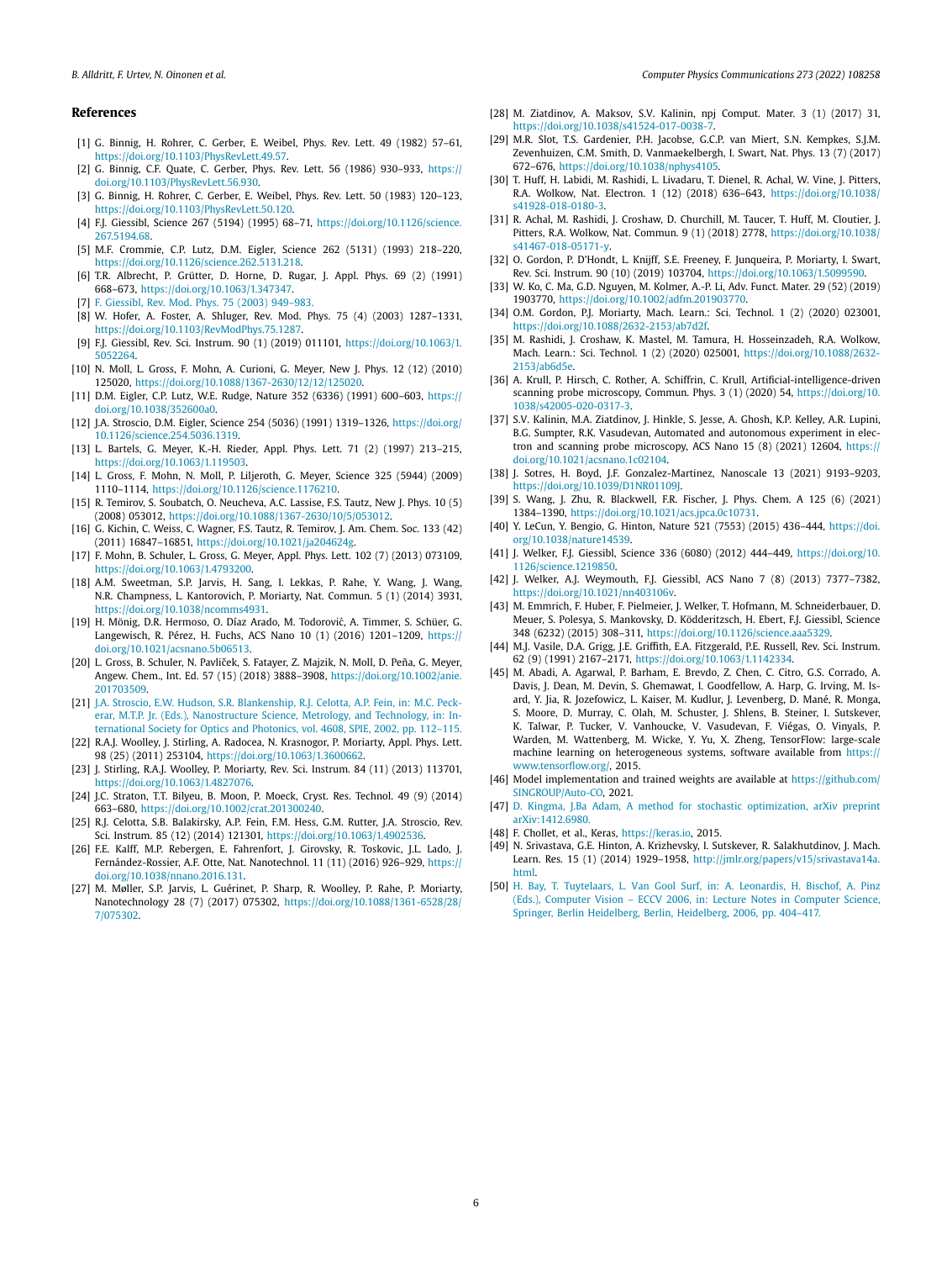## References

[1] G. Binnig, H. Rohrer, C. Gerber, E. Weibel, Phys. Rev. Lett. 49 (1982) 57–61, https://doi.org/10.1103/PhysRevLett.49.57.

[2] G. Binnig, C.F. Quate, C. Gerber, Phys. Rev. Lett. 56 (1986) 930–933, https://doi.org/10.1103/PhysRevLett.56.930.

[3] G. Binnig, H. Rohrer, C. Gerber, E. Weibel, Phys. Rev. Lett. 50 (1983) 120–123, https://doi.org/10.1103/PhysRevLett.50.120.

[4] F.J. Giessibl, Science 267 (5194) (1995) 68–71, https://doi.org/10.1126/science.267.5194.68.

[5] M.F. Crommie, C.P. Lutz, D.M. Eigler, Science 262 (5131) (1993) 218–220, https://doi.org/10.1126/science.262.5131.218.

[6] T.R. Albrecht, P. Grütter, D. Horne, D. Rugar, J. Appl. Phys. 69 (2) (1991) 668–673, https://doi.org/10.1063/1.347347.

[7] F. Giessibl, Rev. Mod. Phys. 75 (2003) 949–983.

[8] W. Hofer, A. Foster, A. Shluger, Rev. Mod. Phys. 75 (4) (2003) 1287–1331, https://doi.org/10.1103/RevModPhys.75.1287.

[9] F.J. Giessibl, Rev. Sci. Instrum. 90 (1) (2019) 011101, https://doi.org/10.1063/1.5052264.

[10] N. Moll, L. Gross, F. Mohn, A. Curioni, G. Meyer, New J. Phys. 12 (12) (2010) 125020, https://doi.org/10.1088/1367-2630/12/12/125020.

[11] D.M. Eigler, C.P. Lutz, W.E. Rudge, Nature 352 (6336) (1991) 600–603, https://doi.org/10.1038/352600a0.

[12] J.A. Stroscio, D.M. Eigler, Science 254 (5036) (1991) 1319–1326, https://doi.org/10.1126/science.254.5036.1319.

[13] L. Bartels, G. Meyer, K.-H. Rieder, Appl. Phys. Lett. 71 (2) (1997) 213–215, https://doi.org/10.1063/1.119503.

[14] L. Gross, F. Mohn, N. Moll, P. Liljeroth, G. Meyer, Science 325 (5944) (2009) 1110–1114, https://doi.org/10.1126/science.1176210.

[15] R. Temirov, S. Soubatch, O. Neucheva, A.C. Lassise, F.S. Tautz, New J. Phys. 10 (5) (2008) 053012, https://doi.org/10.1088/1367-2630/10/5/053012.

[16] G. Kichin, C. Weiss, C. Wagner, F.S. Tautz, R. Temirov, J. Am. Chem. Soc. 133 (42) (2011) 16847–16851, https://doi.org/10.1021/ja204624g.

[17] F. Mohn, B. Schuler, L. Gross, G. Meyer, Appl. Phys. Lett. 102 (7) (2013) 073109, https://doi.org/10.1063/1.4793200.

[18] A.M. Sweetman, S.P. Jarvis, H. Sang, I. Lekkas, P. Rahe, Y. Wang, J. Wang, N.R. Champness, L. Kantorovich, P. Moriarty, Nat. Commun. 5 (1) (2014) 3931, https://doi.org/10.1038/ncomms4931.

[19] H. Mönig, D.R. Hermoso, O. Díaz Arado, M. Todorović, A. Timmer, S. Schüer, G. Langewisch, R. Pérez, H. Fuchs, ACS Nano 10 (1) (2016) 1201–1209, https://doi.org/10.1021/acsnano.5b06513.

[20] L. Gross, B. Schuler, N. Pavliček, S. Fatayer, Z. Majzik, N. Moll, D. Peña, G. Meyer, Angew. Chem., Int. Ed. 57 (15) (2018) 3888–3908, https://doi.org/10.1002/anie.201703509.

[21] J.A. Stroscio, E.W. Hudson, S.R. Blankenship, R.J. Celotta, A.P. Fein, in: M.C. Peckerar, M.T.P. Jr. (Eds.), Nanostructure Science, Metrology, and Technology, in: International Society for Optics and Photonics, vol. 4608, SPIE, 2002, pp. 112–115.

[22] R.A.J. Woolley, J. Stirling, A. Radocea, N. Krasnogor, P. Moriarty, Appl. Phys. Lett. 98 (25) (2011) 253104, https://doi.org/10.1063/1.3600662.

[23] J. Stirling, R.A.J. Woolley, P. Moriarty, Rev. Sci. Instrum. 84 (11) (2013) 113701, https://doi.org/10.1063/1.4827076.

[24] J.C. Straton, T.T. Bilyeu, B. Moon, P. Moeck, Cryst. Res. Technol. 49 (9) (2014) 663–680, https://doi.org/10.1002/crat.201300240.

[25] R.J. Celotta, S.B. Balakirsky, A.P. Fein, F.M. Hess, G.M. Rutter, J.A. Stroscio, Rev. Sci. Instrum. 85 (12) (2014) 121301, https://doi.org/10.1063/1.4902536.

[26] F.E. Kalff, M.P. Rebergen, E. Fahrenfort, J. Girovsky, R. Toskovic, J.L. Lado, J. Fernández-Rossier, A.F. Otte, Nat. Nanotechnol. 11 (11) (2016) 926–929, https://doi.org/10.1038/nnano.2016.131.

[27] M. Møller, S.P. Jarvis, L. Guérinet, P. Sharp, R. Woolley, P. Rahe, P. Moriarty, Nanotechnology 28 (7) (2017) 075302, https://doi.org/10.1088/1361-6528/28/7/075302.

[28] M. Ziatdinov, A. Maksov, S.V. Kalinin, npj Comput. Mater. 3 (1) (2017) 31, https://doi.org/10.1038/s41524-017-0038-7.

[29] M.R. Slot, T.S. Gardenier, P.H. Jacobse, G.C.P. van Miert, S.N. Kempkes, S.J.M. Zevenhuizen, C.M. Smith, D. Vanmaekelbergh, I. Swart, Nat. Phys. 13 (7) (2017) 672–676, https://doi.org/10.1038/nphys4105.

[30] T. Huff, H. Labidi, M. Rashidi, L. Livadaru, T. Dienel, R. Achal, W. Vine, J. Pitters, R.A. Wolkow, Nat. Electron. 1 (12) (2018) 636–643, https://doi.org/10.1038/s41928-018-0180-3.

[31] R. Achal, M. Rashidi, J. Croshaw, D. Churchill, M. Taucer, T. Huff, M. Cloutier, J. Pitters, R.A. Wolkow, Nat. Commun. 9 (1) (2018) 2778, https://doi.org/10.1038/s41467-018-05171-y.

[32] O. Gordon, P. D'Hondt, L. Knijff, S.E. Freeney, F. Junqueira, P. Moriarty, I. Swart, Rev. Sci. Instrum. 90 (10) (2019) 103704, https://doi.org/10.1063/1.5099590.

[33] W. Ko, C. Ma, G.D. Nguyen, M. Kolmer, A.-P. Li, Adv. Funct. Mater. 29 (52) (2019) 1903770, https://doi.org/10.1002/adfm.201903770.

[34] O.M. Gordon, P.J. Moriarty, Mach. Learn.: Sci. Technol. 1 (2) (2020) 023001, https://doi.org/10.1088/2632-2153/ab7d2f.

[35] M. Rashidi, J. Croshaw, K. Mastel, M. Tamura, H. Hosseinzadeh, R.A. Wolkow, Mach. Learn.: Sci. Technol. 1 (2) (2020) 025001, https://doi.org/10.1088/2632-2153/ab6d5e.

[36] A. Krull, P. Hirsch, C. Rother, A. Schiffrin, C. Krull, Artificial-intelligence-driven scanning probe microscopy, Commun. Phys. 3 (1) (2020) 54, https://doi.org/10.1038/s42005-020-0317-3.

[37] S.V. Kalinin, M.A. Ziatdinov, J. Hinkle, S. Jesse, A. Ghosh, K.P. Kelley, A.R. Lupini, B.G. Sumpter, R.K. Vasudevan, Automated and autonomous experiment in electron and scanning probe microscopy, ACS Nano 15 (8) (2021) 12604, https://doi.org/10.1021/acsnano.1c02104.

[38] J. Sotres, H. Boyd, J.F. Gonzalez-Martinez, Nanoscale 13 (2021) 9193–9203, https://doi.org/10.1039/D1NR01109J.

[39] S. Wang, J. Zhu, R. Blackwell, F.R. Fischer, J. Phys. Chem. A 125 (6) (2021) 1384–1390, https://doi.org/10.1021/acs.jpca.0c10731.

[40] Y. LeCun, Y. Bengio, G. Hinton, Nature 521 (7553) (2015) 436–444, https://doi.org/10.1038/nature14539.

[41] J. Welker, F.J. Giessibl, Science 336 (6080) (2012) 444–449, https://doi.org/10.1126/science.1219850.

[42] J. Welker, A.J. Weymouth, F.J. Giessibl, ACS Nano 7 (8) (2013) 7377–7382, https://doi.org/10.1021/nn403106v.

[43] M. Emmrich, F. Huber, F. Pielmeier, J. Welker, T. Hofmann, M. Schneiderbauer, D. Meuer, S. Polesya, S. Mankovsky, D. Ködderitzsch, H. Ebert, F.J. Giessibl, Science 348 (6232) (2015) 308–311, https://doi.org/10.1126/science.aaa5329.

[44] M.J. Vasile, D.A. Grigg, J.E. Griffith, E.A. Fitzgerald, P.E. Russell, Rev. Sci. Instrum. 62 (9) (1991) 2167–2171, https://doi.org/10.1063/1.1142334.

[45] M. Abadi, A. Agarwal, P. Barham, E. Brevdo, Z. Chen, C. Citro, G.S. Corrado, A. Davis, J. Dean, M. Devin, S. Ghemawat, I. Goodfellow, A. Harp, G. Irving, M. Isard, Y. Jia, R. Jozefowicz, L. Kaiser, M. Kudlur, J. Levenberg, D. Mané, R. Monga, S. Moore, D. Murray, C. Olah, M. Schuster, J. Shlens, B. Steiner, I. Sutskever, K. Talwar, P. Tucker, V. Vanhoucke, V. Vasudevan, F. Viégas, O. Vinyals, P. Warden, M. Wattenberg, M. Wicke, Y. Yu, X. Zheng, TensorFlow: large-scale machine learning on heterogeneous systems, software available from https://www.tensorflow.org/, 2015.

[46] Model implementation and trained weights are available at https://github.com/SINGROUP/Auto-CO, 2021.

[47] D. Kingma, J.Ba Adam, A method for stochastic optimization, arXiv preprint arXiv:1412.6980.

[48] F. Chollet, et al., Keras, https://keras.io, 2015.

[49] N. Srivastava, G.E. Hinton, A. Krizhevsky, I. Sutskever, R. Salakhutdinov, J. Mach. Learn. Res. 15 (1) (2014) 1929–1958, http://jmlr.org/papers/v15/srivastava14a.html.

[50] H. Bay, T. Tuytelaars, L. Van Gool Surf, in: A. Leonardis, H. Bischof, A. Pinz (Eds.), Computer Vision – ECCV 2006, in: Lecture Notes in Computer Science, Springer, Berlin Heidelberg, Berlin, Heidelberg, 2006, pp. 404–417.